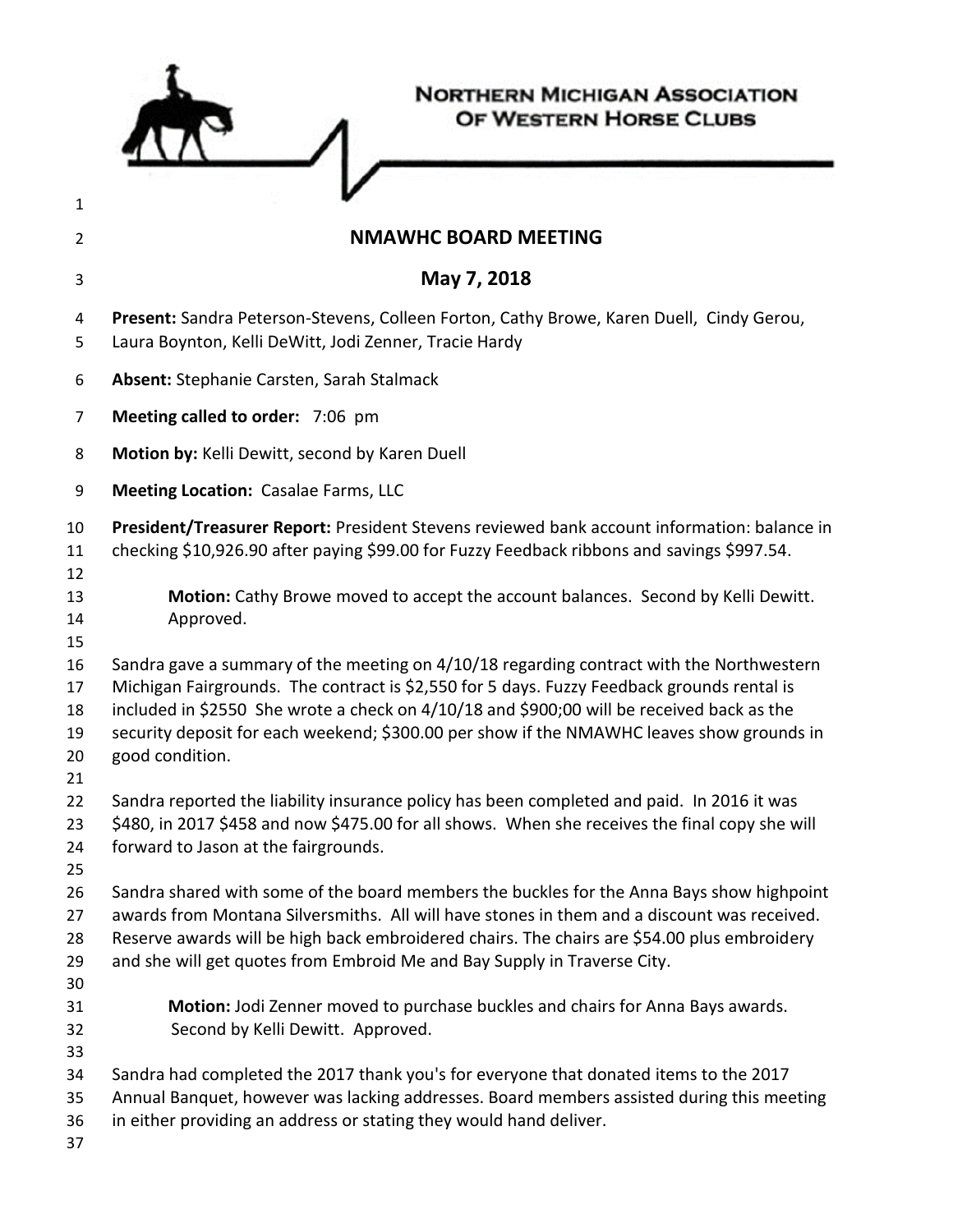NORTHERN MICHIGAN ASSOCIATION OF WESTERN HORSE CLUBS

## NMAWHC BOARD MEETING

## May 7, 2018

**Present:** Sandra Peterson-Stevens, Colleen Forton, Cathy Browe, Karen Duell, Cindy Gerou, Laura Boynton, Kelli DeWitt, Jodi Zenner, Tracie Hardy

**Absent:** Stephanie Carsten, Sarah Stalmack

**Meeting called to order:** 7:06 pm

**Motion by:** Kelli Dewitt, second by Karen Duell

**Meeting Location:** Casalae Farms, LLC

**President/Treasurer Report:** President Stevens reviewed bank account information: balance in checking $10,926.90 after paying $99.00 for Fuzzy Feedback ribbons and savings $997.54.

> **Motion:** Cathy Browe moved to accept the account balances. Second by Kelli Dewitt. Approved.

Sandra gave a summary of the meeting on 4/10/18 regarding contract with the Northwestern Michigan Fairgrounds. The contract is $2,550 for 5 days. Fuzzy Feedback grounds rental is included in $2550 She wrote a check on 4/10/18 and $900;00 will be received back as the security deposit for each weekend; $300.00 per show if the NMAWHC leaves show grounds in good condition.

Sandra reported the liability insurance policy has been completed and paid. In 2016 it was $480, in 2017 $458 and now $475.00 for all shows. When she receives the final copy she will forward to Jason at the fairgrounds.

Sandra shared with some of the board members the buckles for the Anna Bays show highpoint awards from Montana Silversmiths. All will have stones in them and a discount was received. Reserve awards will be high back embroidered chairs. The chairs are $54.00 plus embroidery and she will get quotes from Embroid Me and Bay Supply in Traverse City.

> **Motion:** Jodi Zenner moved to purchase buckles and chairs for Anna Bays awards. Second by Kelli Dewitt. Approved.

Sandra had completed the 2017 thank you's for everyone that donated items to the 2017 Annual Banquet, however was lacking addresses. Board members assisted during this meeting in either providing an address or stating they would hand deliver.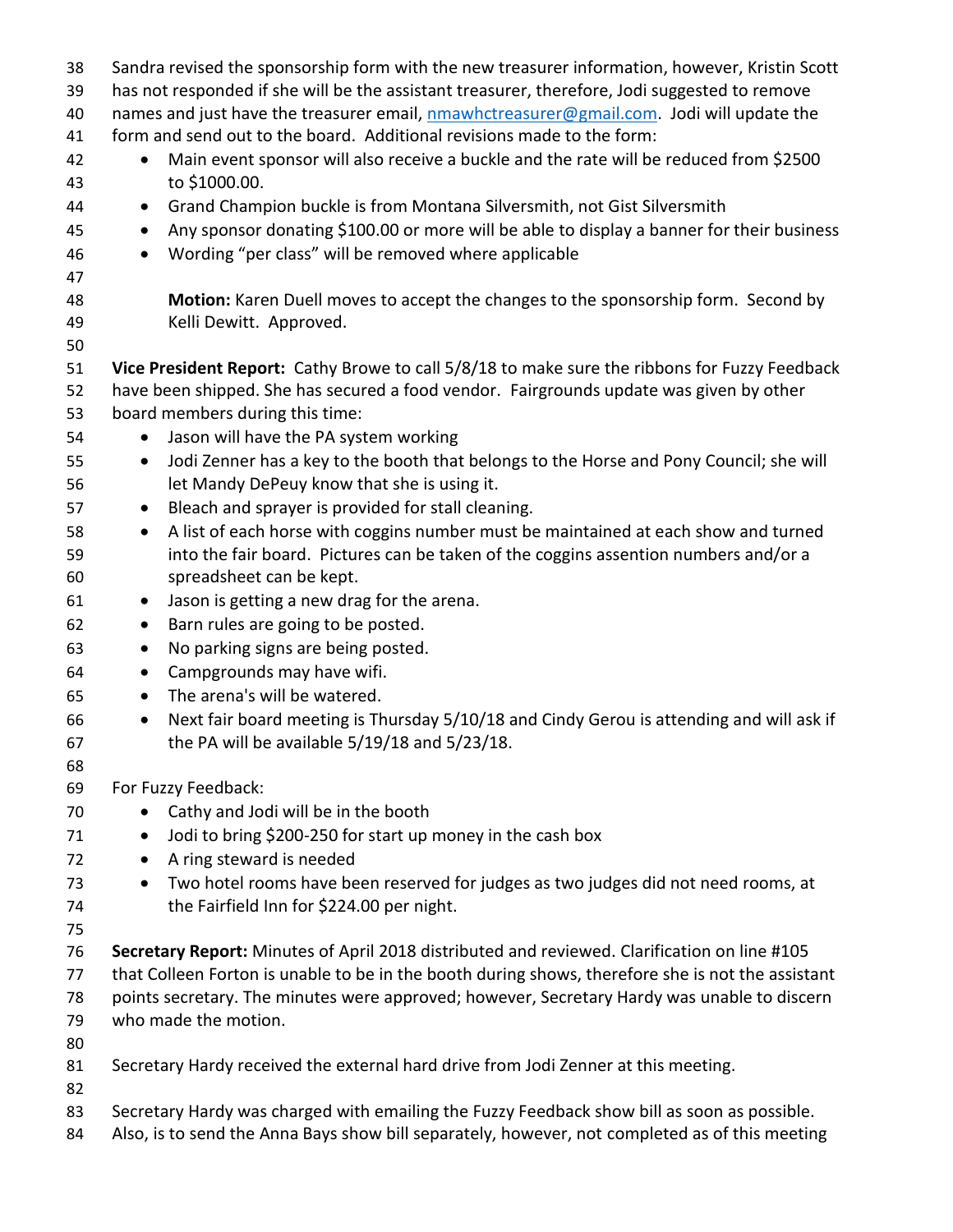Sandra revised the sponsorship form with the new treasurer information, however, Kristin Scott has not responded if she will be the assistant treasurer, therefore, Jodi suggested to remove names and just have the treasurer email, nmawhctreasurer@gmail.com. Jodi will update the form and send out to the board. Additional revisions made to the form:

- Main event sponsor will also receive a buckle and the rate will be reduced from $2500 to $1000.00.
- Grand Champion buckle is from Montana Silversmith, not Gist Silversmith
- Any sponsor donating $100.00 or more will be able to display a banner for their business
- Wording "per class" will be removed where applicable

**Motion:** Karen Duell moves to accept the changes to the sponsorship form. Second by Kelli Dewitt. Approved.

**Vice President Report:** Cathy Browe to call 5/8/18 to make sure the ribbons for Fuzzy Feedback have been shipped. She has secured a food vendor. Fairgrounds update was given by other board members during this time:

- Jason will have the PA system working
- Jodi Zenner has a key to the booth that belongs to the Horse and Pony Council; she will let Mandy DePeuy know that she is using it.
- Bleach and sprayer is provided for stall cleaning.
- A list of each horse with coggins number must be maintained at each show and turned into the fair board. Pictures can be taken of the coggins assention numbers and/or a spreadsheet can be kept.
- Jason is getting a new drag for the arena.
- Barn rules are going to be posted.
- No parking signs are being posted.
- Campgrounds may have wifi.
- The arena's will be watered.
- Next fair board meeting is Thursday 5/10/18 and Cindy Gerou is attending and will ask if the PA will be available 5/19/18 and 5/23/18.

For Fuzzy Feedback:

- Cathy and Jodi will be in the booth
- Jodi to bring $200-250 for start up money in the cash box
- A ring steward is needed
- Two hotel rooms have been reserved for judges as two judges did not need rooms, at the Fairfield Inn for $224.00 per night.

**Secretary Report:** Minutes of April 2018 distributed and reviewed. Clarification on line #105 that Colleen Forton is unable to be in the booth during shows, therefore she is not the assistant points secretary. The minutes were approved; however, Secretary Hardy was unable to discern who made the motion.

Secretary Hardy received the external hard drive from Jodi Zenner at this meeting.

Secretary Hardy was charged with emailing the Fuzzy Feedback show bill as soon as possible. Also, is to send the Anna Bays show bill separately, however, not completed as of this meeting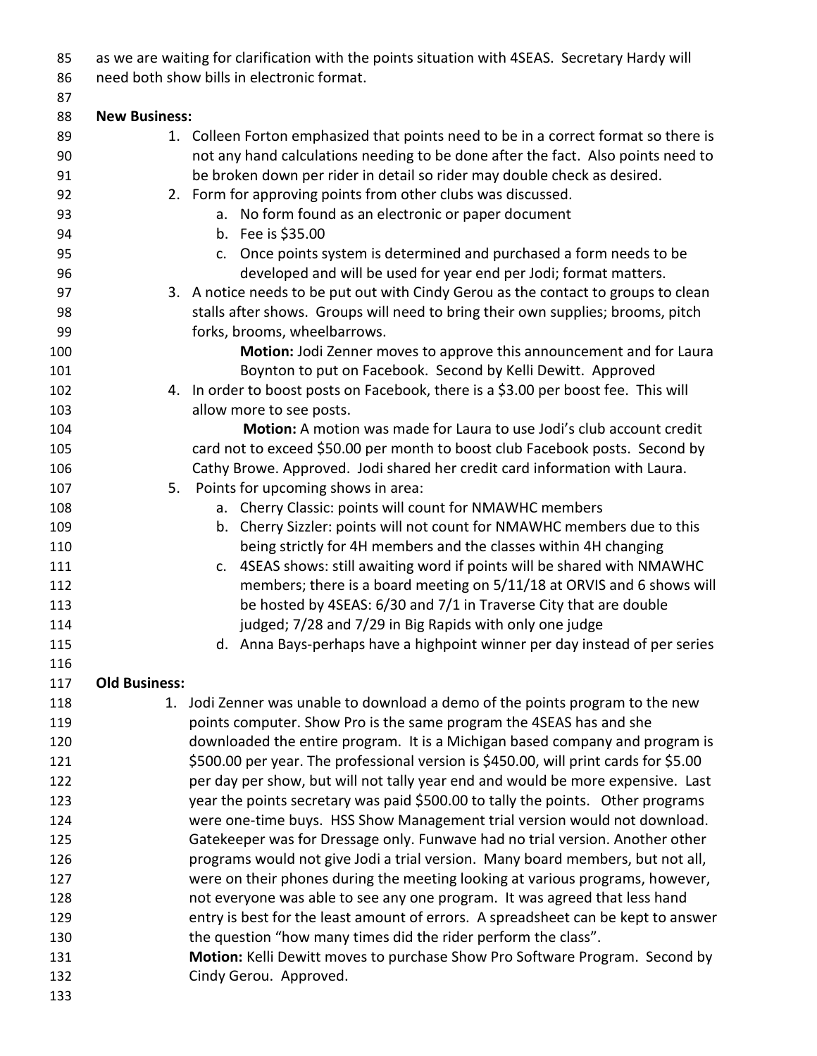as we are waiting for clarification with the points situation with 4SEAS. Secretary Hardy will need both show bills in electronic format.

**New Business:**

1. Colleen Forton emphasized that points need to be in a correct format so there is not any hand calculations needing to be done after the fact. Also points need to be broken down per rider in detail so rider may double check as desired.
2. Form for approving points from other clubs was discussed.
   a. No form found as an electronic or paper document
   b. Fee is $35.00
   c. Once points system is determined and purchased a form needs to be developed and will be used for year end per Jodi; format matters.
3. A notice needs to be put out with Cindy Gerou as the contact to groups to clean stalls after shows. Groups will need to bring their own supplies; brooms, pitch forks, brooms, wheelbarrows.

   **Motion:** Jodi Zenner moves to approve this announcement and for Laura Boynton to put on Facebook. Second by Kelli Dewitt. Approved
4. In order to boost posts on Facebook, there is a $3.00 per boost fee. This will allow more to see posts.

   **Motion:** A motion was made for Laura to use Jodi's club account credit card not to exceed $50.00 per month to boost club Facebook posts. Second by Cathy Browe. Approved. Jodi shared her credit card information with Laura.
5. Points for upcoming shows in area:
   a. Cherry Classic: points will count for NMAWHC members
   b. Cherry Sizzler: points will not count for NMAWHC members due to this being strictly for 4H members and the classes within 4H changing
   c. 4SEAS shows: still awaiting word if points will be shared with NMAWHC members; there is a board meeting on 5/11/18 at ORVIS and 6 shows will be hosted by 4SEAS: 6/30 and 7/1 in Traverse City that are double judged; 7/28 and 7/29 in Big Rapids with only one judge
   d. Anna Bays-perhaps have a highpoint winner per day instead of per series

**Old Business:**

1. Jodi Zenner was unable to download a demo of the points program to the new points computer. Show Pro is the same program the 4SEAS has and she downloaded the entire program. It is a Michigan based company and program is $500.00 per year. The professional version is $450.00, will print cards for $5.00 per day per show, but will not tally year end and would be more expensive. Last year the points secretary was paid $500.00 to tally the points. Other programs were one-time buys. HSS Show Management trial version would not download. Gatekeeper was for Dressage only. Funwave had no trial version. Another other programs would not give Jodi a trial version. Many board members, but not all, were on their phones during the meeting looking at various programs, however, not everyone was able to see any one program. It was agreed that less hand entry is best for the least amount of errors. A spreadsheet can be kept to answer the question "how many times did the rider perform the class".

   **Motion:** Kelli Dewitt moves to purchase Show Pro Software Program. Second by Cindy Gerou. Approved.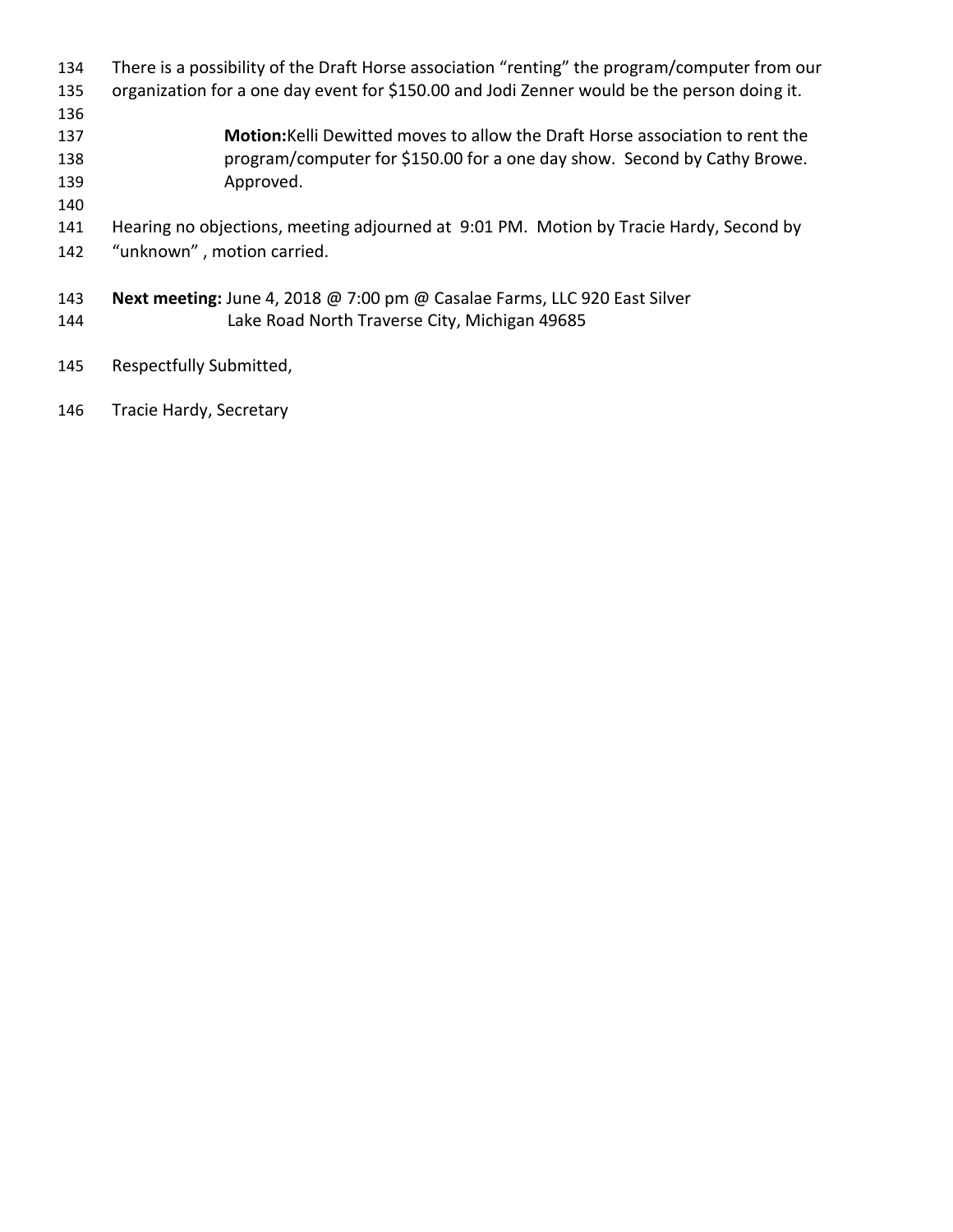There is a possibility of the Draft Horse association "renting" the program/computer from our organization for a one day event for $150.00 and Jodi Zenner would be the person doing it.

> **Motion:**Kelli Dewitted moves to allow the Draft Horse association to rent the program/computer for $150.00 for a one day show. Second by Cathy Browe. Approved.

Hearing no objections, meeting adjourned at 9:01 PM. Motion by Tracie Hardy, Second by "unknown" , motion carried.

**Next meeting:** June 4, 2018 @ 7:00 pm @ Casalae Farms, LLC 920 East Silver Lake Road North Traverse City, Michigan 49685

Respectfully Submitted,

Tracie Hardy, Secretary